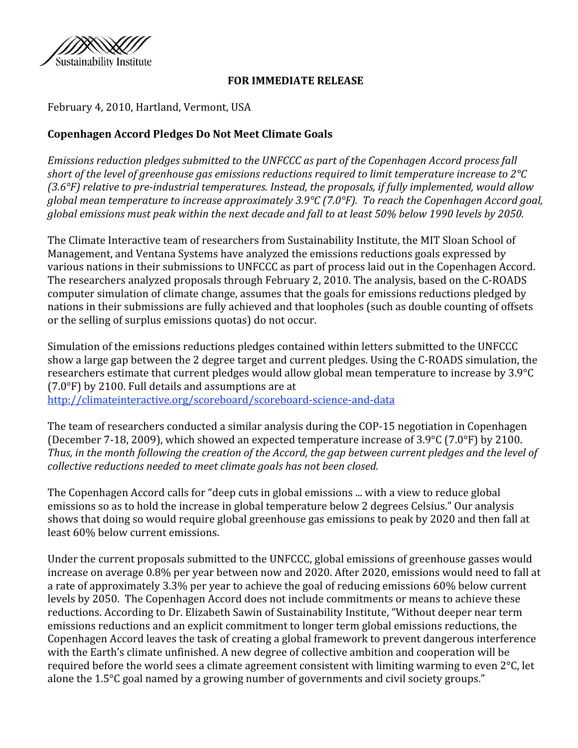Sustainability Institute

**FOR IMMEDIATE RELEASE**

February 4, 2010, Hartland, Vermont, USA

**Copenhagen Accord Pledges Do Not Meet Climate Goals**

*Emissions reduction pledges submitted to the UNFCCC as part of the Copenhagen Accord process fall short of the level of greenhouse gas emissions reductions required to limit temperature increase to 2°C (3.6°F) relative to pre-industrial temperatures. Instead, the proposals, if fully implemented, would allow global mean temperature to increase approximately 3.9°C (7.0°F). To reach the Copenhagen Accord goal, global emissions must peak within the next decade and fall to at least 50% below 1990 levels by 2050.*

The Climate Interactive team of researchers from Sustainability Institute, the MIT Sloan School of Management, and Ventana Systems have analyzed the emissions reductions goals expressed by various nations in their submissions to UNFCCC as part of process laid out in the Copenhagen Accord. The researchers analyzed proposals through February 2, 2010. The analysis, based on the C-ROADS computer simulation of climate change, assumes that the goals for emissions reductions pledged by nations in their submissions are fully achieved and that loopholes (such as double counting of offsets or the selling of surplus emissions quotas) do not occur.

Simulation of the emissions reductions pledges contained within letters submitted to the UNFCCC show a large gap between the 2 degree target and current pledges. Using the C-ROADS simulation, the researchers estimate that current pledges would allow global mean temperature to increase by 3.9°C (7.0°F) by 2100. Full details and assumptions are at http://climateinteractive.org/scoreboard/scoreboard-science-and-data

The team of researchers conducted a similar analysis during the COP-15 negotiation in Copenhagen (December 7-18, 2009), which showed an expected temperature increase of 3.9°C (7.0°F) by 2100. *Thus, in the month following the creation of the Accord, the gap between current pledges and the level of collective reductions needed to meet climate goals has not been closed.*

The Copenhagen Accord calls for "deep cuts in global emissions ... with a view to reduce global emissions so as to hold the increase in global temperature below 2 degrees Celsius." Our analysis shows that doing so would require global greenhouse gas emissions to peak by 2020 and then fall at least 60% below current emissions.

Under the current proposals submitted to the UNFCCC, global emissions of greenhouse gasses would increase on average 0.8% per year between now and 2020. After 2020, emissions would need to fall at a rate of approximately 3.3% per year to achieve the goal of reducing emissions 60% below current levels by 2050. The Copenhagen Accord does not include commitments or means to achieve these reductions. According to Dr. Elizabeth Sawin of Sustainability Institute, "Without deeper near term emissions reductions and an explicit commitment to longer term global emissions reductions, the Copenhagen Accord leaves the task of creating a global framework to prevent dangerous interference with the Earth's climate unfinished. A new degree of collective ambition and cooperation will be required before the world sees a climate agreement consistent with limiting warming to even 2°C, let alone the 1.5°C goal named by a growing number of governments and civil society groups."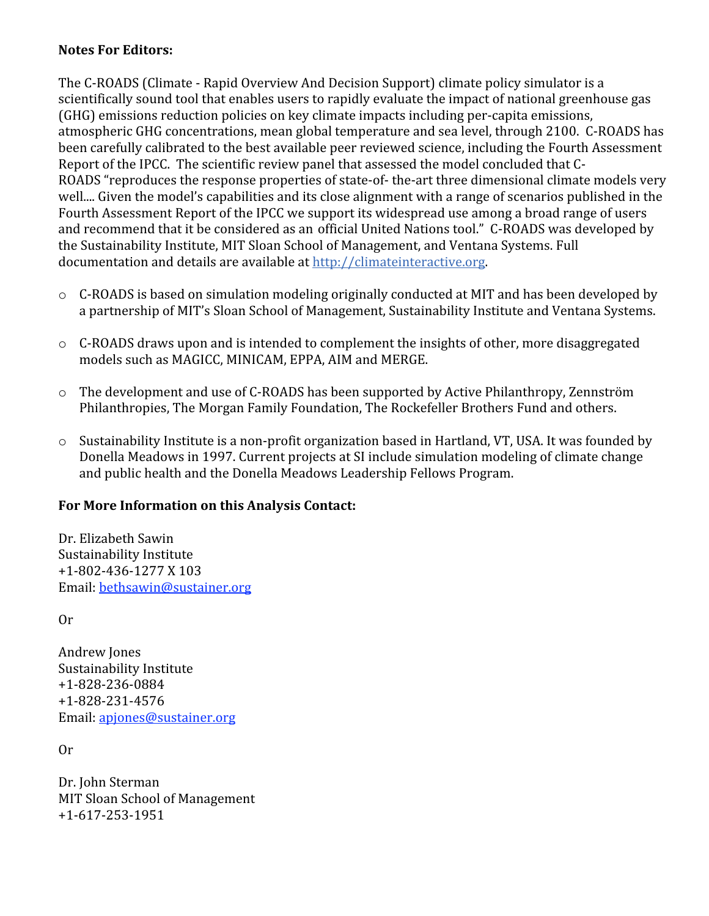**Notes For Editors:**

The C-ROADS (Climate - Rapid Overview And Decision Support) climate policy simulator is a scientifically sound tool that enables users to rapidly evaluate the impact of national greenhouse gas (GHG) emissions reduction policies on key climate impacts including per-capita emissions, atmospheric GHG concentrations, mean global temperature and sea level, through 2100. C-ROADS has been carefully calibrated to the best available peer reviewed science, including the Fourth Assessment Report of the IPCC. The scientific review panel that assessed the model concluded that C-ROADS "reproduces the response properties of state-of- the-art three dimensional climate models very well.... Given the model's capabilities and its close alignment with a range of scenarios published in the Fourth Assessment Report of the IPCC we support its widespread use among a broad range of users and recommend that it be considered as an official United Nations tool." C-ROADS was developed by the Sustainability Institute, MIT Sloan School of Management, and Ventana Systems. Full documentation and details are available at http://climateinteractive.org.

- C-ROADS is based on simulation modeling originally conducted at MIT and has been developed by a partnership of MIT's Sloan School of Management, Sustainability Institute and Ventana Systems.
- C-ROADS draws upon and is intended to complement the insights of other, more disaggregated models such as MAGICC, MINICAM, EPPA, AIM and MERGE.
- The development and use of C-ROADS has been supported by Active Philanthropy, Zennström Philanthropies, The Morgan Family Foundation, The Rockefeller Brothers Fund and others.
- Sustainability Institute is a non-profit organization based in Hartland, VT, USA. It was founded by Donella Meadows in 1997. Current projects at SI include simulation modeling of climate change and public health and the Donella Meadows Leadership Fellows Program.

**For More Information on this Analysis Contact:**

Dr. Elizabeth Sawin
Sustainability Institute
+1-802-436-1277 X 103
Email: bethsawin@sustainer.org

Or

Andrew Jones
Sustainability Institute
+1-828-236-0884
+1-828-231-4576
Email: apjones@sustainer.org

Or

Dr. John Sterman
MIT Sloan School of Management
+1-617-253-1951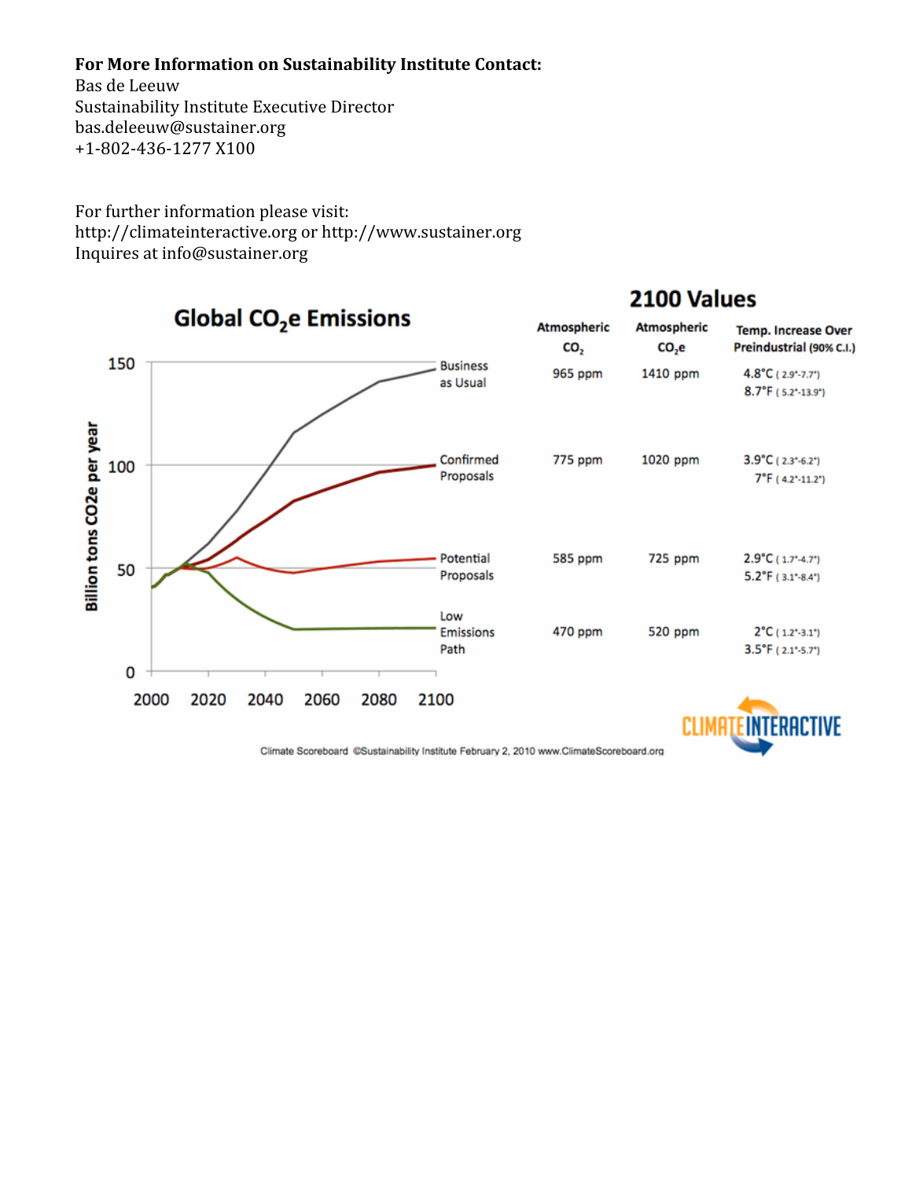**For More Information on Sustainability Institute Contact:**
Bas de Leeuw
Sustainability Institute Executive Director
bas.deleeuw@sustainer.org
+1-802-436-1277 X100

For further information please visit:
http://climateinteractive.org or http://www.sustainer.org
Inquires at info@sustainer.org

Global $CO_2e$ Emissions

Billion tons CO2e per year

150
100
50
0

2000 2020 2040 2060 2080 2100

Business as Usual

Confirmed Proposals

Potential Proposals

Low Emissions Path

2100 Values

Atmospheric $CO_2$

Atmospheric $CO_2e$

Temp. Increase Over Preindustrial (90% C.I.)

965 ppm
1410 ppm
4.8°C ( 2.9°-7.7°)
8.7°F ( 5.2°-13.9°)

775 ppm
1020 ppm
3.9°C ( 2.3°-6.2°)
7°F ( 4.2°-11.2°)

585 ppm
725 ppm
2.9°C ( 1.7°-4.7°)
5.2°F ( 3.1°-8.4°)

470 ppm
520 ppm
2°C ( 1.2°-3.1°)
3.5°F ( 2.1°-5.7°)

CLIMATE INTERACTIVE

Climate Scoreboard ©Sustainability Institute February 2, 2010 www.ClimateScoreboard.org